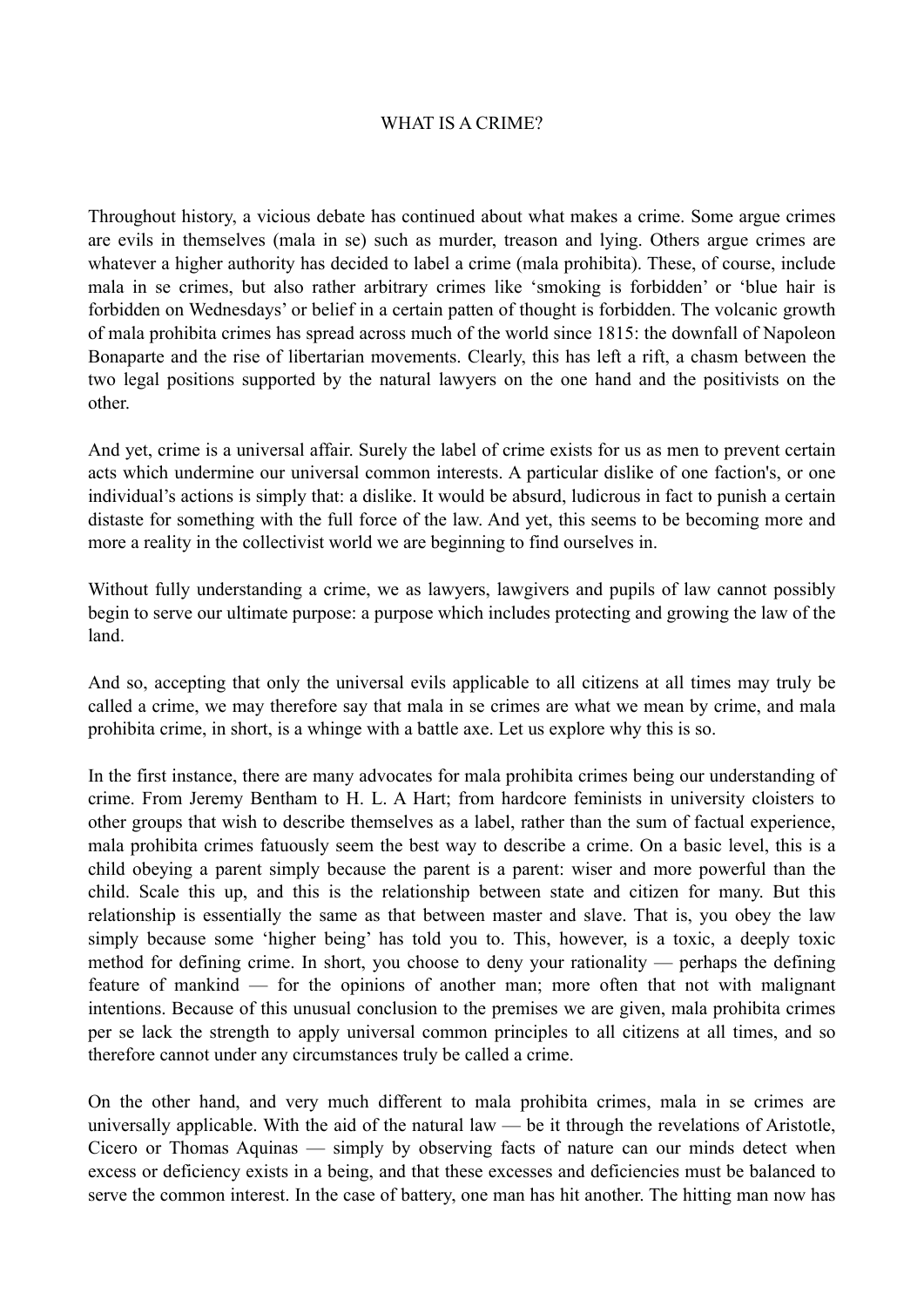# WHAT IS A CRIME?

Throughout history, a vicious debate has continued about what makes a crime. Some argue crimes are evils in themselves (mala in se) such as murder, treason and lying. Others argue crimes are whatever a higher authority has decided to label a crime (mala prohibita). These, of course, include mala in se crimes, but also rather arbitrary crimes like 'smoking is forbidden' or 'blue hair is forbidden on Wednesdays' or belief in a certain patten of thought is forbidden. The volcanic growth of mala prohibita crimes has spread across much of the world since 1815: the downfall of Napoleon Bonaparte and the rise of libertarian movements. Clearly, this has left a rift, a chasm between the two legal positions supported by the natural lawyers on the one hand and the positivists on the other.

And yet, crime is a universal affair. Surely the label of crime exists for us as men to prevent certain acts which undermine our universal common interests. A particular dislike of one faction's, or one individual's actions is simply that: a dislike. It would be absurd, ludicrous in fact to punish a certain distaste for something with the full force of the law. And yet, this seems to be becoming more and more a reality in the collectivist world we are beginning to find ourselves in.

Without fully understanding a crime, we as lawyers, lawgivers and pupils of law cannot possibly begin to serve our ultimate purpose: a purpose which includes protecting and growing the law of the land.

And so, accepting that only the universal evils applicable to all citizens at all times may truly be called a crime, we may therefore say that mala in se crimes are what we mean by crime, and mala prohibita crime, in short, is a whinge with a battle axe. Let us explore why this is so.

In the first instance, there are many advocates for mala prohibita crimes being our understanding of crime. From Jeremy Bentham to H. L. A Hart; from hardcore feminists in university cloisters to other groups that wish to describe themselves as a label, rather than the sum of factual experience, mala prohibita crimes fatuously seem the best way to describe a crime. On a basic level, this is a child obeying a parent simply because the parent is a parent: wiser and more powerful than the child. Scale this up, and this is the relationship between state and citizen for many. But this relationship is essentially the same as that between master and slave. That is, you obey the law simply because some 'higher being' has told you to. This, however, is a toxic, a deeply toxic method for defining crime. In short, you choose to deny your rationality — perhaps the defining feature of mankind — for the opinions of another man; more often that not with malignant intentions. Because of this unusual conclusion to the premises we are given, mala prohibita crimes per se lack the strength to apply universal common principles to all citizens at all times, and so therefore cannot under any circumstances truly be called a crime.

On the other hand, and very much different to mala prohibita crimes, mala in se crimes are universally applicable. With the aid of the natural law — be it through the revelations of Aristotle, Cicero or Thomas Aquinas — simply by observing facts of nature can our minds detect when excess or deficiency exists in a being, and that these excesses and deficiencies must be balanced to serve the common interest. In the case of battery, one man has hit another. The hitting man now has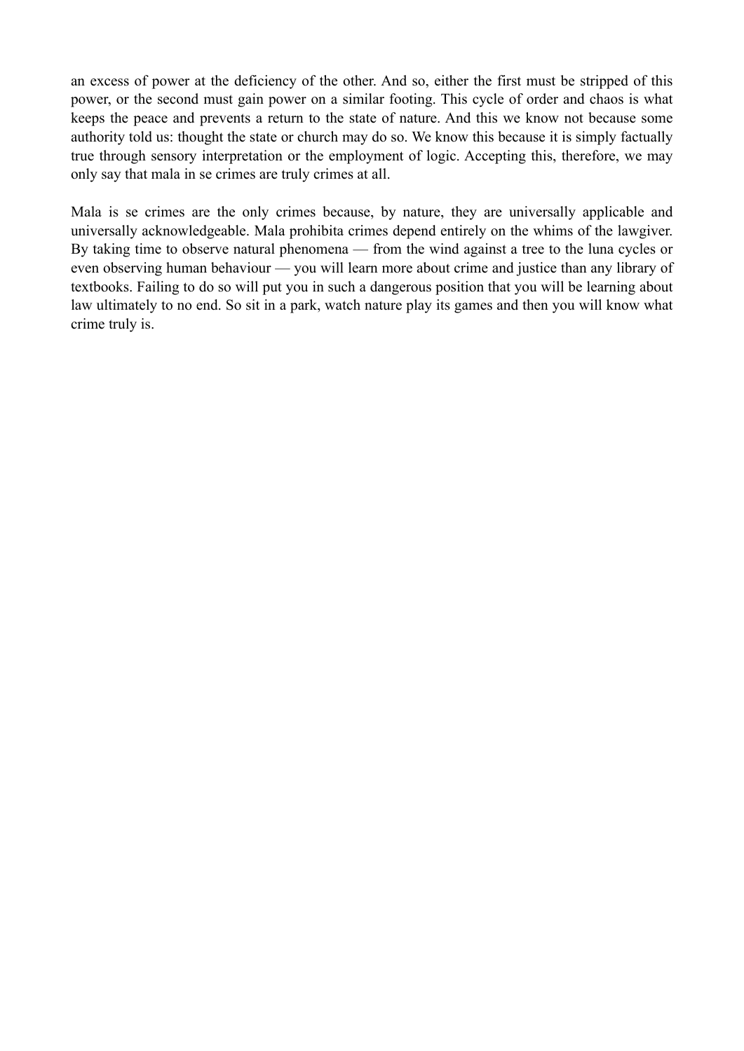an excess of power at the deficiency of the other. And so, either the first must be stripped of this power, or the second must gain power on a similar footing. This cycle of order and chaos is what keeps the peace and prevents a return to the state of nature. And this we know not because some authority told us: thought the state or church may do so. We know this because it is simply factually true through sensory interpretation or the employment of logic. Accepting this, therefore, we may only say that mala in se crimes are truly crimes at all.

Mala is se crimes are the only crimes because, by nature, they are universally applicable and universally acknowledgeable. Mala prohibita crimes depend entirely on the whims of the lawgiver. By taking time to observe natural phenomena — from the wind against a tree to the luna cycles or even observing human behaviour — you will learn more about crime and justice than any library of textbooks. Failing to do so will put you in such a dangerous position that you will be learning about law ultimately to no end. So sit in a park, watch nature play its games and then you will know what crime truly is.